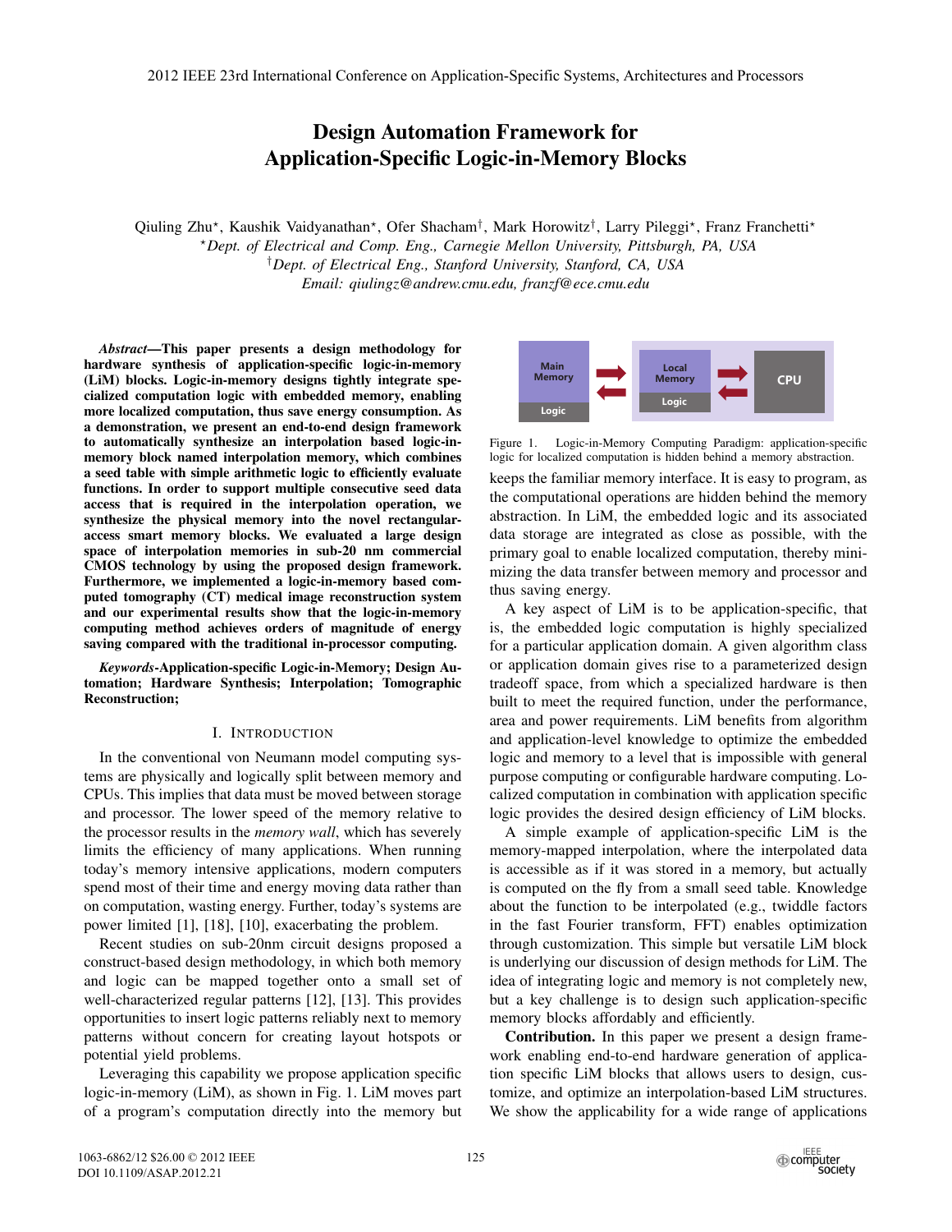# Design Automation Framework for Application-Specific Logic-in-Memory Blocks

Qiuling Zhu*, Kaushik Vaidyanathan*, Ofer Shacham†, Mark Horowitz†, Larry Pileggi*, Franz Franchetti*

*Dept. of Electrical and Comp. Eng., Carnegie Mellon University, Pittsburgh, PA, USA

†Dept. of Electrical Eng., Stanford University, Stanford, CA, USA

Email: qiulingz@andrew.cmu.edu, franzf@ece.cmu.edu

***Abstract*—This paper presents a design methodology for hardware synthesis of application-specific logic-in-memory (LiM) blocks. Logic-in-memory designs tightly integrate specialized computation logic with embedded memory, enabling more localized computation, thus save energy consumption. As a demonstration, we present an end-to-end design framework to automatically synthesize an interpolation based logic-in-memory block named interpolation memory, which combines a seed table with simple arithmetic logic to efficiently evaluate functions. In order to support multiple consecutive seed data access that is required in the interpolation operation, we synthesize the physical memory into the novel rectangular-access smart memory blocks. We evaluated a large design space of interpolation memories in sub-20 nm commercial CMOS technology by using the proposed design framework. Furthermore, we implemented a logic-in-memory based computed tomography (CT) medical image reconstruction system and our experimental results show that the logic-in-memory computing method achieves orders of magnitude of energy saving compared with the traditional in-processor computing.**

***Keywords*-Application-specific Logic-in-Memory; Design Automation; Hardware Synthesis; Interpolation; Tomographic Reconstruction;**

## I. Introduction

In the conventional von Neumann model computing systems are physically and logically split between memory and CPUs. This implies that data must be moved between storage and processor. The lower speed of the memory relative to the processor results in the *memory wall*, which has severely limits the efficiency of many applications. When running today's memory intensive applications, modern computers spend most of their time and energy moving data rather than on computation, wasting energy. Further, today's systems are power limited [1], [18], [10], exacerbating the problem.

Recent studies on sub-20nm circuit designs proposed a construct-based design methodology, in which both memory and logic can be mapped together onto a small set of well-characterized regular patterns [12], [13]. This provides opportunities to insert logic patterns reliably next to memory patterns without concern for creating layout hotspots or potential yield problems.

Leveraging this capability we propose application specific logic-in-memory (LiM), as shown in Fig. 1. LiM moves part of a program's computation directly into the memory but keeps the familiar memory interface. It is easy to program, as the computational operations are hidden behind the memory abstraction. In LiM, the embedded logic and its associated data storage are integrated as close as possible, with the primary goal to enable localized computation, thereby minimizing the data transfer between memory and processor and thus saving energy.

Main Memory
Logic
Local Memory
Logic
CPU

Figure 1. Logic-in-Memory Computing Paradigm: application-specific logic for localized computation is hidden behind a memory abstraction.

A key aspect of LiM is to be application-specific, that is, the embedded logic computation is highly specialized for a particular application domain. A given algorithm class or application domain gives rise to a parameterized design tradeoff space, from which a specialized hardware is then built to meet the required function, under the performance, area and power requirements. LiM benefits from algorithm and application-level knowledge to optimize the embedded logic and memory to a level that is impossible with general purpose computing or configurable hardware computing. Localized computation in combination with application specific logic provides the desired design efficiency of LiM blocks.

A simple example of application-specific LiM is the memory-mapped interpolation, where the interpolated data is accessible as if it was stored in a memory, but actually is computed on the fly from a small seed table. Knowledge about the function to be interpolated (e.g., twiddle factors in the fast Fourier transform, FFT) enables optimization through customization. This simple but versatile LiM block is underlying our discussion of design methods for LiM. The idea of integrating logic and memory is not completely new, but a key challenge is to design such application-specific memory blocks affordably and efficiently.

**Contribution.** In this paper we present a design framework enabling end-to-end hardware generation of application specific LiM blocks that allows users to design, customize, and optimize an interpolation-based LiM structures. We show the applicability for a wide range of applications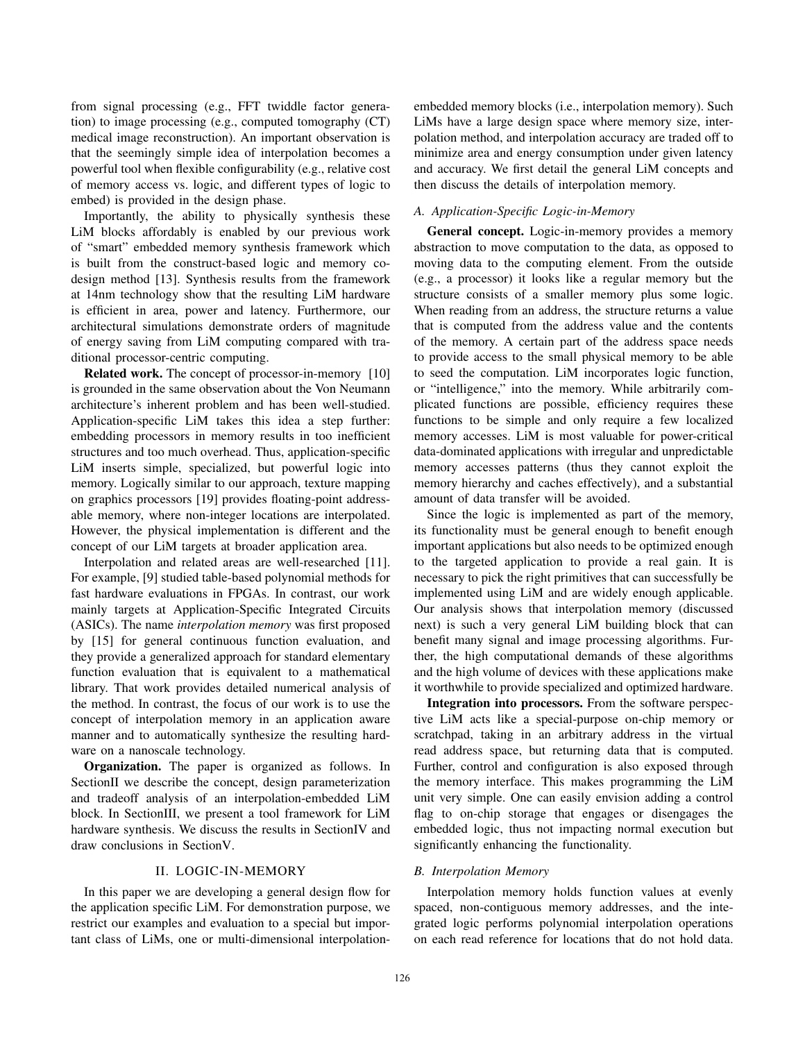from signal processing (e.g., FFT twiddle factor generation) to image processing (e.g., computed tomography (CT) medical image reconstruction). An important observation is that the seemingly simple idea of interpolation becomes a powerful tool when flexible configurability (e.g., relative cost of memory access vs. logic, and different types of logic to embed) is provided in the design phase.

Importantly, the ability to physically synthesis these LiM blocks affordably is enabled by our previous work of "smart" embedded memory synthesis framework which is built from the construct-based logic and memory co-design method [13]. Synthesis results from the framework at 14nm technology show that the resulting LiM hardware is efficient in area, power and latency. Furthermore, our architectural simulations demonstrate orders of magnitude of energy saving from LiM computing compared with traditional processor-centric computing.

**Related work.** The concept of processor-in-memory [10] is grounded in the same observation about the Von Neumann architecture's inherent problem and has been well-studied. Application-specific LiM takes this idea a step further: embedding processors in memory results in too inefficient structures and too much overhead. Thus, application-specific LiM inserts simple, specialized, but powerful logic into memory. Logically similar to our approach, texture mapping on graphics processors [19] provides floating-point addressable memory, where non-integer locations are interpolated. However, the physical implementation is different and the concept of our LiM targets at broader application area.

Interpolation and related areas are well-researched [11]. For example, [9] studied table-based polynomial methods for fast hardware evaluations in FPGAs. In contrast, our work mainly targets at Application-Specific Integrated Circuits (ASICs). The name *interpolation memory* was first proposed by [15] for general continuous function evaluation, and they provide a generalized approach for standard elementary function evaluation that is equivalent to a mathematical library. That work provides detailed numerical analysis of the method. In contrast, the focus of our work is to use the concept of interpolation memory in an application aware manner and to automatically synthesize the resulting hardware on a nanoscale technology.

**Organization.** The paper is organized as follows. In SectionII we describe the concept, design parameterization and tradeoff analysis of an interpolation-embedded LiM block. In SectionIII, we present a tool framework for LiM hardware synthesis. We discuss the results in SectionIV and draw conclusions in SectionV.

## II. LOGIC-IN-MEMORY

In this paper we are developing a general design flow for the application specific LiM. For demonstration purpose, we restrict our examples and evaluation to a special but important class of LiMs, one or multi-dimensional interpolation-embedded memory blocks (i.e., interpolation memory). Such LiMs have a large design space where memory size, interpolation method, and interpolation accuracy are traded off to minimize area and energy consumption under given latency and accuracy. We first detail the general LiM concepts and then discuss the details of interpolation memory.

### A. Application-Specific Logic-in-Memory

**General concept.** Logic-in-memory provides a memory abstraction to move computation to the data, as opposed to moving data to the computing element. From the outside (e.g., a processor) it looks like a regular memory but the structure consists of a smaller memory plus some logic. When reading from an address, the structure returns a value that is computed from the address value and the contents of the memory. A certain part of the address space needs to provide access to the small physical memory to be able to seed the computation. LiM incorporates logic function, or "intelligence," into the memory. While arbitrarily complicated functions are possible, efficiency requires these functions to be simple and only require a few localized memory accesses. LiM is most valuable for power-critical data-dominated applications with irregular and unpredictable memory accesses patterns (thus they cannot exploit the memory hierarchy and caches effectively), and a substantial amount of data transfer will be avoided.

Since the logic is implemented as part of the memory, its functionality must be general enough to benefit enough important applications but also needs to be optimized enough to the targeted application to provide a real gain. It is necessary to pick the right primitives that can successfully be implemented using LiM and are widely enough applicable. Our analysis shows that interpolation memory (discussed next) is such a very general LiM building block that can benefit many signal and image processing algorithms. Further, the high computational demands of these algorithms and the high volume of devices with these applications make it worthwhile to provide specialized and optimized hardware.

**Integration into processors.** From the software perspective LiM acts like a special-purpose on-chip memory or scratchpad, taking in an arbitrary address in the virtual read address space, but returning data that is computed. Further, control and configuration is also exposed through the memory interface. This makes programming the LiM unit very simple. One can easily envision adding a control flag to on-chip storage that engages or disengages the embedded logic, thus not impacting normal execution but significantly enhancing the functionality.

### B. Interpolation Memory

Interpolation memory holds function values at evenly spaced, non-contiguous memory addresses, and the integrated logic performs polynomial interpolation operations on each read reference for locations that do not hold data.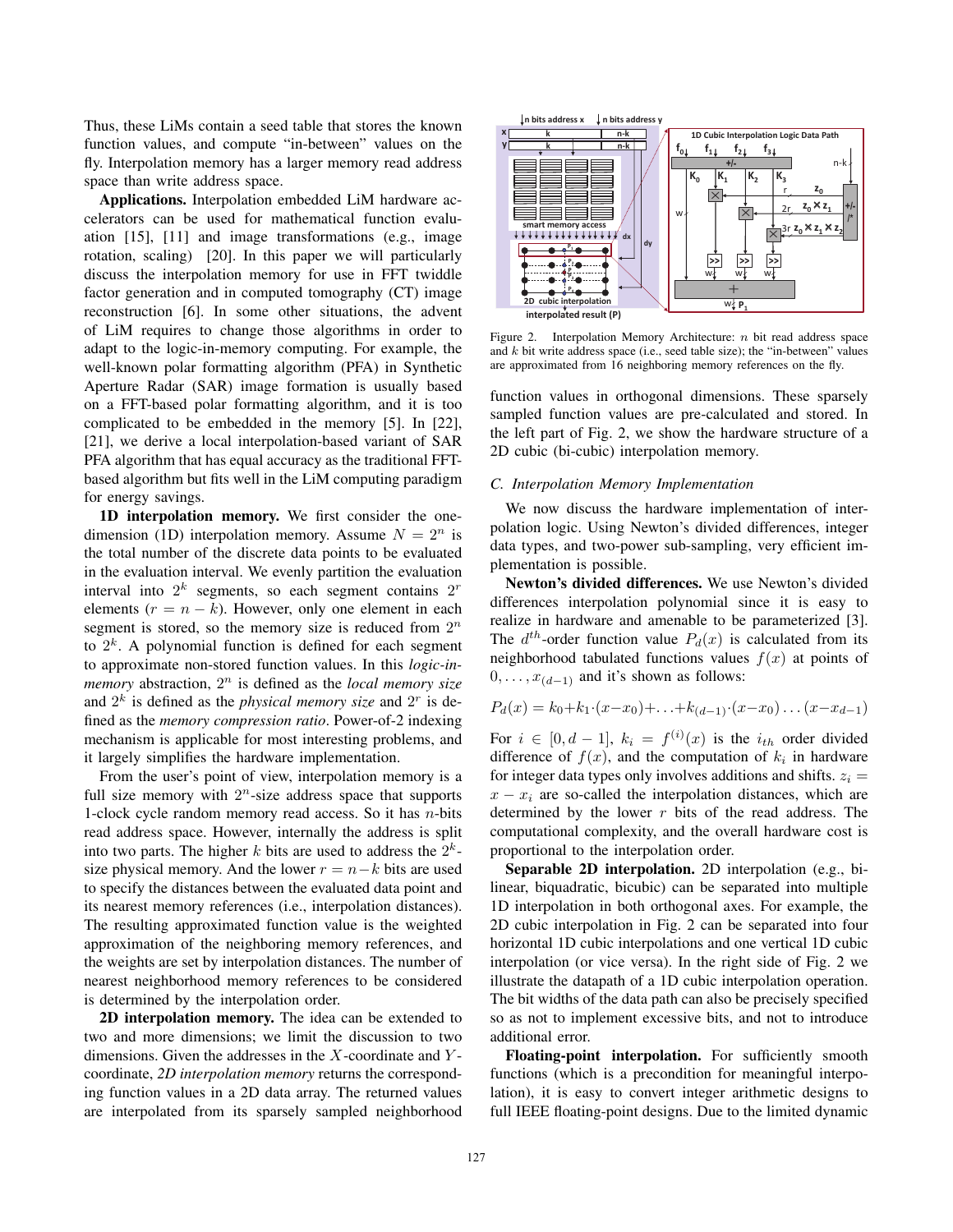Thus, these LiMs contain a seed table that stores the known function values, and compute "in-between" values on the fly. Interpolation memory has a larger memory read address space than write address space.

**Applications.** Interpolation embedded LiM hardware accelerators can be used for mathematical function evaluation [15], [11] and image transformations (e.g., image rotation, scaling) [20]. In this paper we will particularly discuss the interpolation memory for use in FFT twiddle factor generation and in computed tomography (CT) image reconstruction [6]. In some other situations, the advent of LiM requires to change those algorithms in order to adapt to the logic-in-memory computing. For example, the well-known polar formatting algorithm (PFA) in Synthetic Aperture Radar (SAR) image formation is usually based on a FFT-based polar formatting algorithm, and it is too complicated to be embedded in the memory [5]. In [22], [21], we derive a local interpolation-based variant of SAR PFA algorithm that has equal accuracy as the traditional FFT-based algorithm but fits well in the LiM computing paradigm for energy savings.

**1D interpolation memory.** We first consider the one-dimension (1D) interpolation memory. Assume $N = 2^n$ is the total number of the discrete data points to be evaluated in the evaluation interval. We evenly partition the evaluation interval into $2^k$ segments, so each segment contains $2^r$ elements ($r = n - k$). However, only one element in each segment is stored, so the memory size is reduced from $2^n$ to $2^k$. A polynomial function is defined for each segment to approximate non-stored function values. In this *logic-in-memory* abstraction, $2^n$ is defined as the *local memory size* and $2^k$ is defined as the *physical memory size* and $2^r$ is defined as the *memory compression ratio*. Power-of-2 indexing mechanism is applicable for most interesting problems, and it largely simplifies the hardware implementation.

From the user's point of view, interpolation memory is a full size memory with $2^n$-size address space that supports 1-clock cycle random memory read access. So it has $n$-bits read address space. However, internally the address is split into two parts. The higher $k$ bits are used to address the $2^k$-size physical memory. And the lower $r = n-k$ bits are used to specify the distances between the evaluated data point and its nearest memory references (i.e., interpolation distances). The resulting approximated function value is the weighted approximation of the neighboring memory references, and the weights are set by interpolation distances. The number of nearest neighborhood memory references to be considered is determined by the interpolation order.

**2D interpolation memory.** The idea can be extended to two and more dimensions; we limit the discussion to two dimensions. Given the addresses in the $X$-coordinate and $Y$-coordinate, *2D interpolation memory* returns the corresponding function values in a 2D data array. The returned values are interpolated from its sparsely sampled neighborhood function values in orthogonal dimensions. These sparsely sampled function values are pre-calculated and stored. In the left part of Fig. 2, we show the hardware structure of a 2D cubic (bi-cubic) interpolation memory.

Figure 2. Interpolation Memory Architecture: $n$ bit read address space and $k$ bit write address space (i.e., seed table size); the "in-between" values are approximated from 16 neighboring memory references on the fly.

### C. Interpolation Memory Implementation

We now discuss the hardware implementation of interpolation logic. Using Newton's divided differences, integer data types, and two-power sub-sampling, very efficient implementation is possible.

**Newton's divided differences.** We use Newton's divided differences interpolation polynomial since it is easy to realize in hardware and amenable to be parameterized [3]. The $d^{th}$-order function value $P_d(x)$ is calculated from its neighborhood tabulated functions values $f(x)$ at points of $0, \ldots, x_{(d-1)}$ and it's shown as follows:

$$P_d(x) = k_0 + k_1 \cdot (x - x_0) + \ldots + k_{(d-1)} \cdot (x - x_0) \ldots (x - x_{d-1})$$

For $i \in [0, d-1]$, $k_i = f^{(i)}(x)$ is the $i_{th}$ order divided difference of $f(x)$, and the computation of $k_i$ in hardware for integer data types only involves additions and shifts. $z_i = x - x_i$ are so-called the interpolation distances, which are determined by the lower $r$ bits of the read address. The computational complexity, and the overall hardware cost is proportional to the interpolation order.

**Separable 2D interpolation.** 2D interpolation (e.g., bi-linear, biquadratic, bicubic) can be separated into multiple 1D interpolation in both orthogonal axes. For example, the 2D cubic interpolation in Fig. 2 can be separated into four horizontal 1D cubic interpolations and one vertical 1D cubic interpolation (or vice versa). In the right side of Fig. 2 we illustrate the datapath of a 1D cubic interpolation operation. The bit widths of the data path can also be precisely specified so as not to implement excessive bits, and not to introduce additional error.

**Floating-point interpolation.** For sufficiently smooth functions (which is a precondition for meaningful interpolation), it is easy to convert integer arithmetic designs to full IEEE floating-point designs. Due to the limited dynamic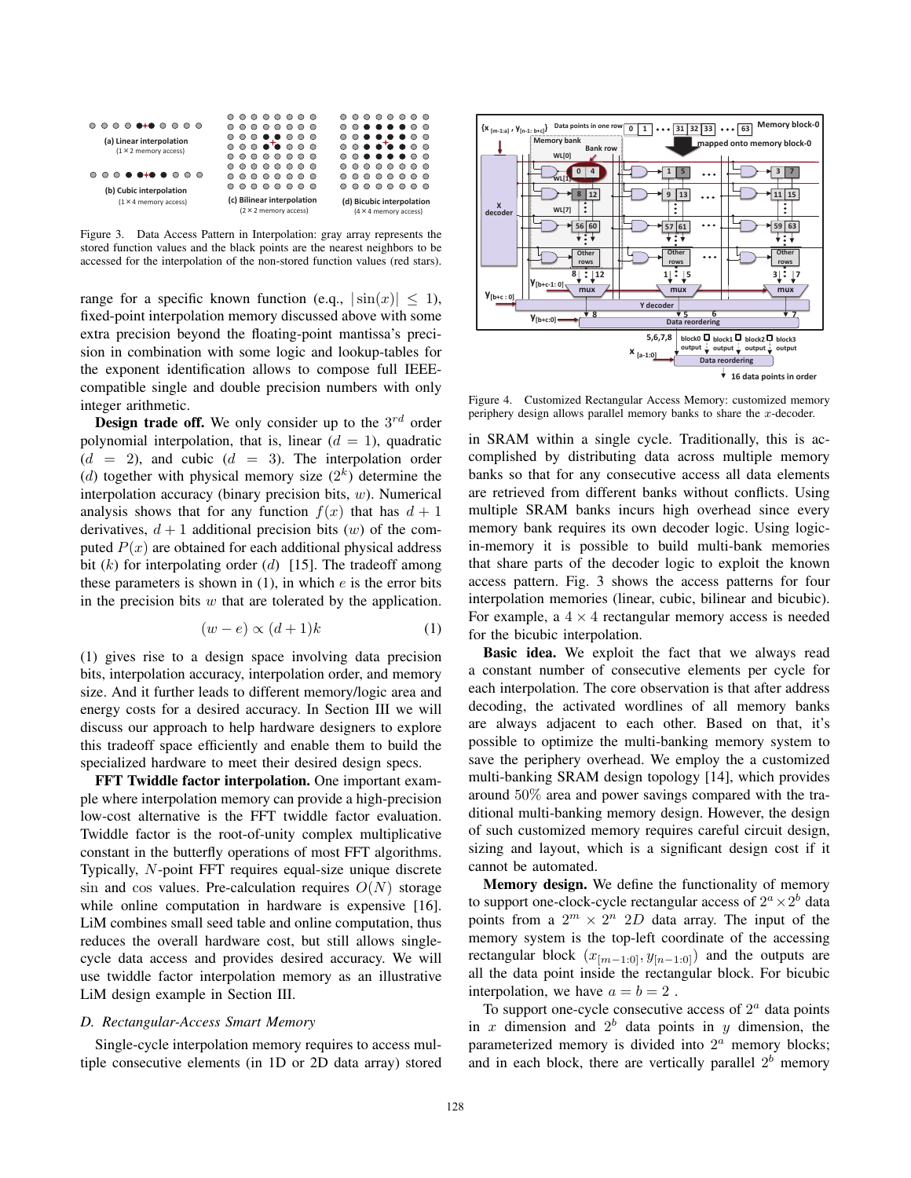Figure 3. Data Access Pattern in Interpolation: gray array represents the stored function values and the black points are the nearest neighbors to be accessed for the interpolation of the non-stored function values (red stars).

range for a specific known function (e.g., $|\sin(x)| \leq 1$), fixed-point interpolation memory discussed above with some extra precision beyond the floating-point mantissa's precision in combination with some logic and lookup-tables for the exponent identification allows to compose full IEEE-compatible single and double precision numbers with only integer arithmetic.

**Design trade off.** We only consider up to the $3^{rd}$ order polynomial interpolation, that is, linear ($d = 1$), quadratic ($d = 2$), and cubic ($d = 3$). The interpolation order ($d$) together with physical memory size ($2^k$) determine the interpolation accuracy (binary precision bits, $w$). Numerical analysis shows that for any function $f(x)$ that has $d+1$ derivatives, $d+1$ additional precision bits ($w$) of the computed $P(x)$ are obtained for each additional physical address bit ($k$) for interpolating order ($d$) [15]. The tradeoff among these parameters is shown in (1), in which $e$ is the error bits in the precision bits $w$ that are tolerated by the application.

$$(w - e) \propto (d + 1)k \tag{1}$$

(1) gives rise to a design space involving data precision bits, interpolation accuracy, interpolation order, and memory size. And it further leads to different memory/logic area and energy costs for a desired accuracy. In Section III we will discuss our approach to help hardware designers to explore this tradeoff space efficiently and enable them to build the specialized hardware to meet their desired design specs.

**FFT Twiddle factor interpolation.** One important example where interpolation memory can provide a high-precision low-cost alternative is the FFT twiddle factor evaluation. Twiddle factor is the root-of-unity complex multiplicative constant in the butterfly operations of most FFT algorithms. Typically, $N$-point FFT requires equal-size unique discrete $\sin$ and $\cos$ values. Pre-calculation requires $O(N)$ storage while online computation in hardware is expensive [16]. LiM combines small seed table and online computation, thus reduces the overall hardware cost, but still allows single-cycle data access and provides desired accuracy. We will use twiddle factor interpolation memory as an illustrative LiM design example in Section III.

### *D. Rectangular-Access Smart Memory*

Single-cycle interpolation memory requires to access multiple consecutive elements (in 1D or 2D data array) stored in SRAM within a single cycle. Traditionally, this is accomplished by distributing data across multiple memory banks so that for any consecutive access all data elements are retrieved from different banks without conflicts. Using multiple SRAM banks incurs high overhead since every memory bank requires its own decoder logic. Using logic-in-memory it is possible to build multi-bank memories that share parts of the decoder logic to exploit the known access pattern. Fig. 3 shows the access patterns for four interpolation memories (linear, cubic, bilinear and bicubic). For example, a $4 \times 4$ rectangular memory access is needed for the bicubic interpolation.

Figure 4. Customized Rectangular Access Memory: customized memory periphery design allows parallel memory banks to share the $x$-decoder.

**Basic idea.** We exploit the fact that we always read a constant number of consecutive elements per cycle for each interpolation. The core observation is that after address decoding, the activated wordlines of all memory banks are always adjacent to each other. Based on that, it's possible to optimize the multi-banking memory system to save the periphery overhead. We employ the a customized multi-banking SRAM design topology [14], which provides around 50% area and power savings compared with the traditional multi-banking memory design. However, the design of such customized memory requires careful circuit design, sizing and layout, which is a significant design cost if it cannot be automated.

**Memory design.** We define the functionality of memory to support one-clock-cycle rectangular access of $2^a \times 2^b$ data points from a $2^m \times 2^n$ $2D$ data array. The input of the memory system is the top-left coordinate of the accessing rectangular block $(x_{[m-1:0]}, y_{[n-1:0]})$ and the outputs are all the data point inside the rectangular block. For bicubic interpolation, we have $a = b = 2$ .

To support one-cycle consecutive access of $2^a$ data points in $x$ dimension and $2^b$ data points in $y$ dimension, the parameterized memory is divided into $2^a$ memory blocks; and in each block, there are vertically parallel $2^b$ memory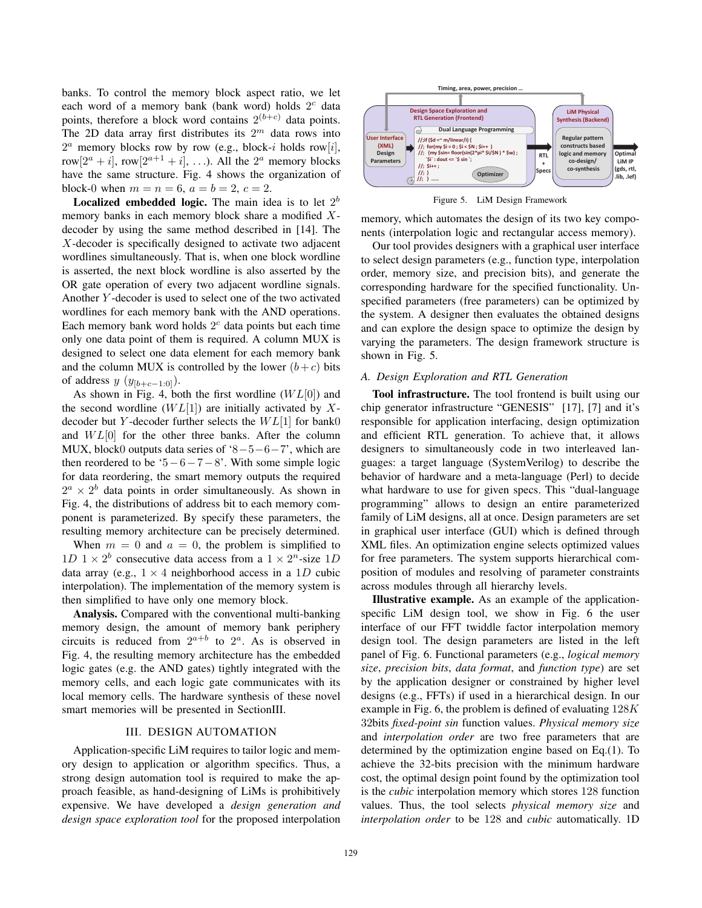banks. To control the memory block aspect ratio, we let each word of a memory bank (bank word) holds $2^c$ data points, therefore a block word contains $2^{(b+c)}$ data points. The 2D data array first distributes its $2^m$ data rows into $2^a$ memory blocks row by row (e.g., block-$i$ holds row$[i]$, row$[2^a+i]$, row$[2^{a+1}+i]$, ...). All the $2^a$ memory blocks have the same structure. Fig. 4 shows the organization of block-0 when $m = n = 6$, $a = b = 2$, $c = 2$.

**Localized embedded logic.** The main idea is to let $2^b$ memory banks in each memory block share a modified $X$-decoder by using the same method described in [14]. The $X$-decoder is specifically designed to activate two adjacent wordlines simultaneously. That is, when one block wordline is asserted, the next block wordline is also asserted by the OR gate operation of every two adjacent wordline signals. Another $Y$-decoder is used to select one of the two activated wordlines for each memory bank with the AND operations. Each memory bank word holds $2^c$ data points but each time only one data point of them is required. A column MUX is designed to select one data element for each memory bank and the column MUX is controlled by the lower $(b+c)$ bits of address $y$ $(y_{[b+c-1:0]})$.

As shown in Fig. 4, both the first wordline ($WL[0]$) and the second wordline ($WL[1]$) are initially activated by $X$-decoder but $Y$-decoder further selects the $WL[1]$ for bank0 and $WL[0]$ for the other three banks. After the column MUX, block0 outputs data series of '$8-5-6-7$', which are then reordered to be '$5-6-7-8$'. With some simple logic for data reordering, the smart memory outputs the required $2^a \times 2^b$ data points in order simultaneously. As shown in Fig. 4, the distributions of address bit to each memory component is parameterized. By specify these parameters, the resulting memory architecture can be precisely determined.

When $m = 0$ and $a = 0$, the problem is simplified to $1D$ $1 \times 2^b$ consecutive data access from a $1 \times 2^n$-size $1D$ data array (e.g., $1 \times 4$ neighborhood access in a $1D$ cubic interpolation). The implementation of the memory system is then simplified to have only one memory block.

**Analysis.** Compared with the conventional multi-banking memory design, the amount of memory bank periphery circuits is reduced from $2^{a+b}$ to $2^a$. As is observed in Fig. 4, the resulting memory architecture has the embedded logic gates (e.g. the AND gates) tightly integrated with the memory cells, and each logic gate communicates with its local memory cells. The hardware synthesis of these novel smart memories will be presented in SectionIII.

## III. DESIGN AUTOMATION

Application-specific LiM requires to tailor logic and memory design to application or algorithm specifics. Thus, a strong design automation tool is required to make the approach feasible, as hand-designing of LiMs is prohibitively expensive. We have developed a *design generation and design space exploration tool* for the proposed interpolation memory, which automates the design of its two key components (interpolation logic and rectangular access memory).

Timing, area, power, precision ...

Design Space Exploration and RTL Generation (Frontend)

User Interface (XML) Design Parameters

Dual Language Programming

```
//;if ($d =~ m/linear/i) {
//; for(my $i = 0 ; $i < $N ; $i++ )
//; {my $sin= floor(sin(2*pi* $i/$N ) * $w) ;
  `$i`: dout <= `$ sin`;
//; $i++ ;
//; }
//; } ......
```

Optimizer

RTL + Specs

LiM Physical Synthesis (Backend)

Regular pattern constructs based logic and memory co-design/co-synthesis

Optimal LiM IP (gds, rtl, .lib, .lef)

Figure 5. LiM Design Framework

Our tool provides designers with a graphical user interface to select design parameters (e.g., function type, interpolation order, memory size, and precision bits), and generate the corresponding hardware for the specified functionality. Unspecified parameters (free parameters) can be optimized by the system. A designer then evaluates the obtained designs and can explore the design space to optimize the design by varying the parameters. The design framework structure is shown in Fig. 5.

### A. Design Exploration and RTL Generation

**Tool infrastructure.** The tool frontend is built using our chip generator infrastructure "GENESIS" [17], [7] and it's responsible for application interfacing, design optimization and efficient RTL generation. To achieve that, it allows designers to simultaneously code in two interleaved languages: a target language (SystemVerilog) to describe the behavior of hardware and a meta-language (Perl) to decide what hardware to use for given specs. This "dual-language programming" allows to design an entire parameterized family of LiM designs, all at once. Design parameters are set in graphical user interface (GUI) which is defined through XML files. An optimization engine selects optimized values for free parameters. The system supports hierarchical composition of modules and resolving of parameter constraints across modules through all hierarchy levels.

**Illustrative example.** As an example of the application-specific LiM design tool, we show in Fig. 6 the user interface of our FFT twiddle factor interpolation memory design tool. The design parameters are listed in the left panel of Fig. 6. Functional parameters (e.g., *logical memory size*, *precision bits*, *data format*, and *function type*) are set by the application designer or constrained by higher level designs (e.g., FFTs) if used in a hierarchical design. In our example in Fig. 6, the problem is defined of evaluating $128K$ 32bits *fixed-point sin* function values. *Physical memory size* and *interpolation order* are two free parameters that are determined by the optimization engine based on Eq.(1). To achieve the 32-bits precision with the minimum hardware cost, the optimal design point found by the optimization tool is the *cubic* interpolation memory which stores 128 function values. Thus, the tool selects *physical memory size* and *interpolation order* to be 128 and *cubic* automatically. 1D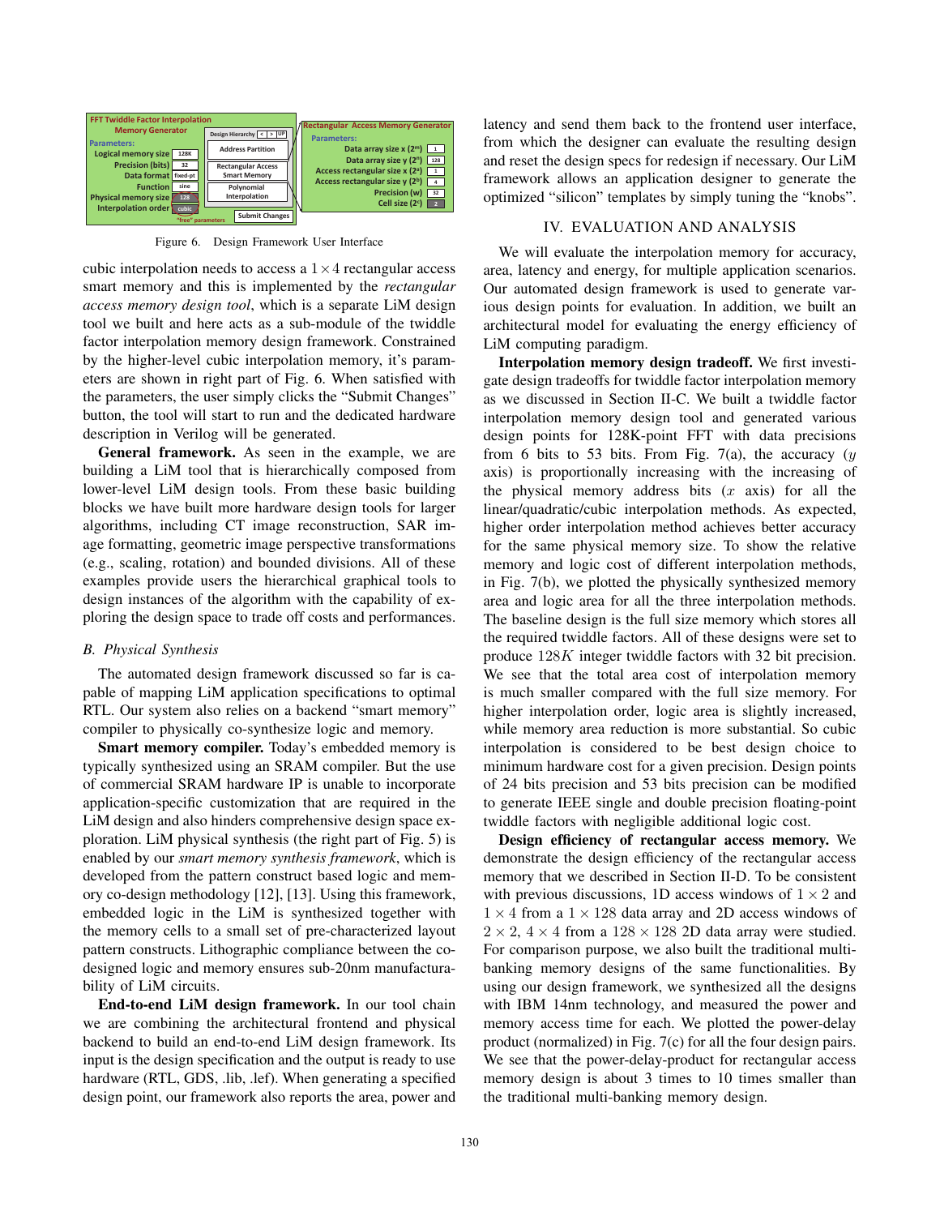FFT Twiddle Factor Interpolation Memory Generator

Parameters:

Logical memory size 128K

Precision (bits) 32

Data format fixed-pt

Function sine

Physical memory size 128

Interpolation order cubic

"free" parameters

Design Hierarchy < > UP

Address Partition

Rectangular Access Smart Memory

Polynomial Interpolation

Submit Changes

Rectangular Access Memory Generator

Parameters:

Data array size x ($2^m$) 1

Data array size y ($2^n$) 128

Access rectangular size x ($2^a$) 1

Access rectangular size y ($2^b$) 4

Precision (w) 32

Cell size ($2^c$) 2

Figure 6. Design Framework User Interface

cubic interpolation needs to access a $1\times4$ rectangular access smart memory and this is implemented by the *rectangular access memory design tool*, which is a separate LiM design tool we built and here acts as a sub-module of the twiddle factor interpolation memory design framework. Constrained by the higher-level cubic interpolation memory, it's parameters are shown in right part of Fig. 6. When satisfied with the parameters, the user simply clicks the "Submit Changes" button, the tool will start to run and the dedicated hardware description in Verilog will be generated.

**General framework.** As seen in the example, we are building a LiM tool that is hierarchically composed from lower-level LiM design tools. From these basic building blocks we have built more hardware design tools for larger algorithms, including CT image reconstruction, SAR image formatting, geometric image perspective transformations (e.g., scaling, rotation) and bounded divisions. All of these examples provide users the hierarchical graphical tools to design instances of the algorithm with the capability of exploring the design space to trade off costs and performances.

### B. Physical Synthesis

The automated design framework discussed so far is capable of mapping LiM application specifications to optimal RTL. Our system also relies on a backend "smart memory" compiler to physically co-synthesize logic and memory.

**Smart memory compiler.** Today's embedded memory is typically synthesized using an SRAM compiler. But the use of commercial SRAM hardware IP is unable to incorporate application-specific customization that are required in the LiM design and also hinders comprehensive design space exploration. LiM physical synthesis (the right part of Fig. 5) is enabled by our *smart memory synthesis framework*, which is developed from the pattern construct based logic and memory co-design methodology [12], [13]. Using this framework, embedded logic in the LiM is synthesized together with the memory cells to a small set of pre-characterized layout pattern constructs. Lithographic compliance between the co-designed logic and memory ensures sub-20nm manufacturability of LiM circuits.

**End-to-end LiM design framework.** In our tool chain we are combining the architectural frontend and physical backend to build an end-to-end LiM design framework. Its input is the design specification and the output is ready to use hardware (RTL, GDS, .lib, .lef). When generating a specified design point, our framework also reports the area, power and latency and send them back to the frontend user interface, from which the designer can evaluate the resulting design and reset the design specs for redesign if necessary. Our LiM framework allows an application designer to generate the optimized "silicon" templates by simply tuning the "knobs".

## IV. Evaluation and Analysis

We will evaluate the interpolation memory for accuracy, area, latency and energy, for multiple application scenarios. Our automated design framework is used to generate various design points for evaluation. In addition, we built an architectural model for evaluating the energy efficiency of LiM computing paradigm.

**Interpolation memory design tradeoff.** We first investigate design tradeoffs for twiddle factor interpolation memory as we discussed in Section II-C. We built a twiddle factor interpolation memory design tool and generated various design points for 128K-point FFT with data precisions from 6 bits to 53 bits. From Fig. 7(a), the accuracy ($y$ axis) is proportionally increasing with the increasing of the physical memory address bits ($x$ axis) for all the linear/quadratic/cubic interpolation methods. As expected, higher order interpolation method achieves better accuracy for the same physical memory size. To show the relative memory and logic cost of different interpolation methods, in Fig. 7(b), we plotted the physically synthesized memory area and logic area for all the three interpolation methods. The baseline design is the full size memory which stores all the required twiddle factors. All of these designs were set to produce $128K$ integer twiddle factors with 32 bit precision. We see that the total area cost of interpolation memory is much smaller compared with the full size memory. For higher interpolation order, logic area is slightly increased, while memory area reduction is more substantial. So cubic interpolation is considered to be best design choice to minimum hardware cost for a given precision. Design points of 24 bits precision and 53 bits precision can be modified to generate IEEE single and double precision floating-point twiddle factors with negligible additional logic cost.

**Design efficiency of rectangular access memory.** We demonstrate the design efficiency of the rectangular access memory that we described in Section II-D. To be consistent with previous discussions, 1D access windows of $1\times2$ and $1\times4$ from a $1\times128$ data array and 2D access windows of $2\times2$, $4\times4$ from a $128\times128$ 2D data array were studied. For comparison purpose, we also built the traditional multi-banking memory designs of the same functionalities. By using our design framework, we synthesized all the designs with IBM 14nm technology, and measured the power and memory access time for each. We plotted the power-delay product (normalized) in Fig. 7(c) for all the four design pairs. We see that the power-delay-product for rectangular access memory design is about 3 times to 10 times smaller than the traditional multi-banking memory design.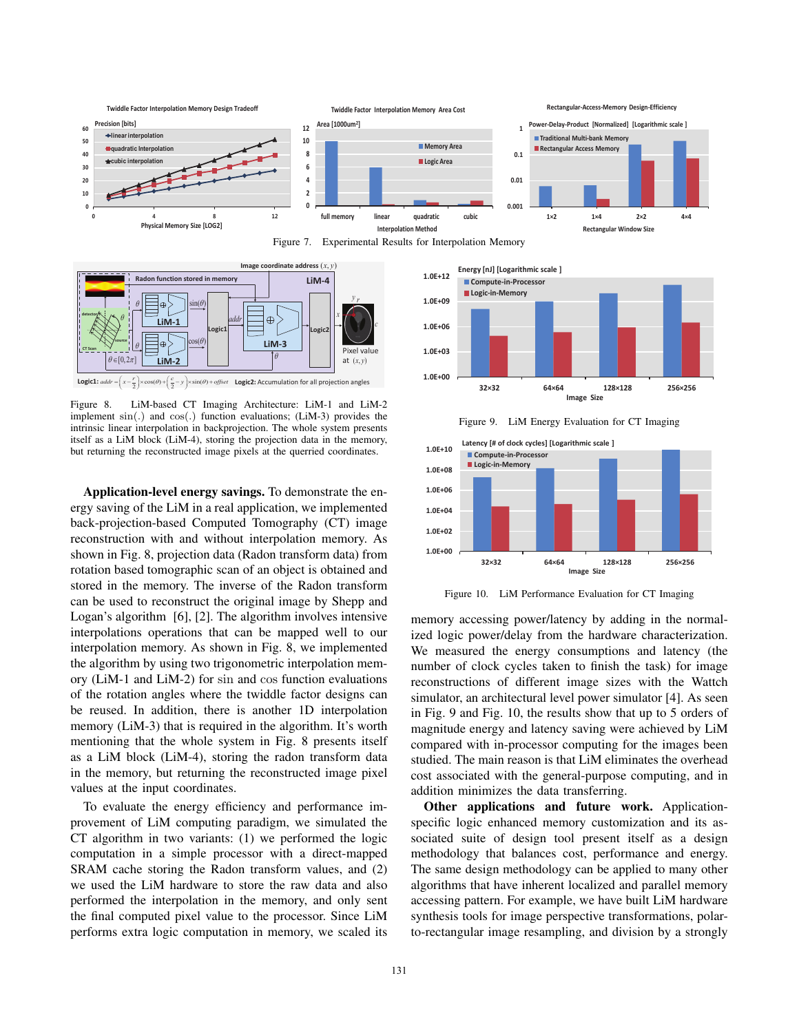Figure 7. Experimental Results for Interpolation Memory

Figure 8. LiM-based CT Imaging Architecture: LiM-1 and LiM-2 implement $\sin(.)$ and $\cos(.)$ function evaluations; (LiM-3) provides the intrinsic linear interpolation in backprojection. The whole system presents itself as a LiM block (LiM-4), storing the projection data in the memory, but returning the reconstructed image pixels at the querried coordinates.

**Application-level energy savings.** To demonstrate the energy saving of the LiM in a real application, we implemented back-projection-based Computed Tomography (CT) image reconstruction with and without interpolation memory. As shown in Fig. 8, projection data (Radon transform data) from rotation based tomographic scan of an object is obtained and stored in the memory. The inverse of the Radon transform can be used to reconstruct the original image by Shepp and Logan's algorithm [6], [2]. The algorithm involves intensive interpolations operations that can be mapped well to our interpolation memory. As shown in Fig. 8, we implemented the algorithm by using two trigonometric interpolation memory (LiM-1 and LiM-2) for sin and cos function evaluations of the rotation angles where the twiddle factor designs can be reused. In addition, there is another 1D interpolation memory (LiM-3) that is required in the algorithm. It's worth mentioning that the whole system in Fig. 8 presents itself as a LiM block (LiM-4), storing the radon transform data in the memory, but returning the reconstructed image pixel values at the input coordinates.

To evaluate the energy efficiency and performance improvement of LiM computing paradigm, we simulated the CT algorithm in two variants: (1) we performed the logic computation in a simple processor with a direct-mapped SRAM cache storing the Radon transform values, and (2) we used the LiM hardware to store the raw data and also performed the interpolation in the memory, and only sent the final computed pixel value to the processor. Since LiM performs extra logic computation in memory, we scaled its memory accessing power/latency by adding in the normalized logic power/delay from the hardware characterization. We measured the energy consumptions and latency (the number of clock cycles taken to finish the task) for image reconstructions of different image sizes with the Wattch simulator, an architectural level power simulator [4]. As seen in Fig. 9 and Fig. 10, the results show that up to 5 orders of magnitude energy and latency saving were achieved by LiM compared with in-processor computing for the images been studied. The main reason is that LiM eliminates the overhead cost associated with the general-purpose computing, and in addition minimizes the data transferring.

Figure 9. LiM Energy Evaluation for CT Imaging

Figure 10. LiM Performance Evaluation for CT Imaging

**Other applications and future work.** Application-specific logic enhanced memory customization and its associated suite of design tool present itself as a design methodology that balances cost, performance and energy. The same design methodology can be applied to many other algorithms that have inherent localized and parallel memory accessing pattern. For example, we have built LiM hardware synthesis tools for image perspective transformations, polar-to-rectangular image resampling, and division by a strongly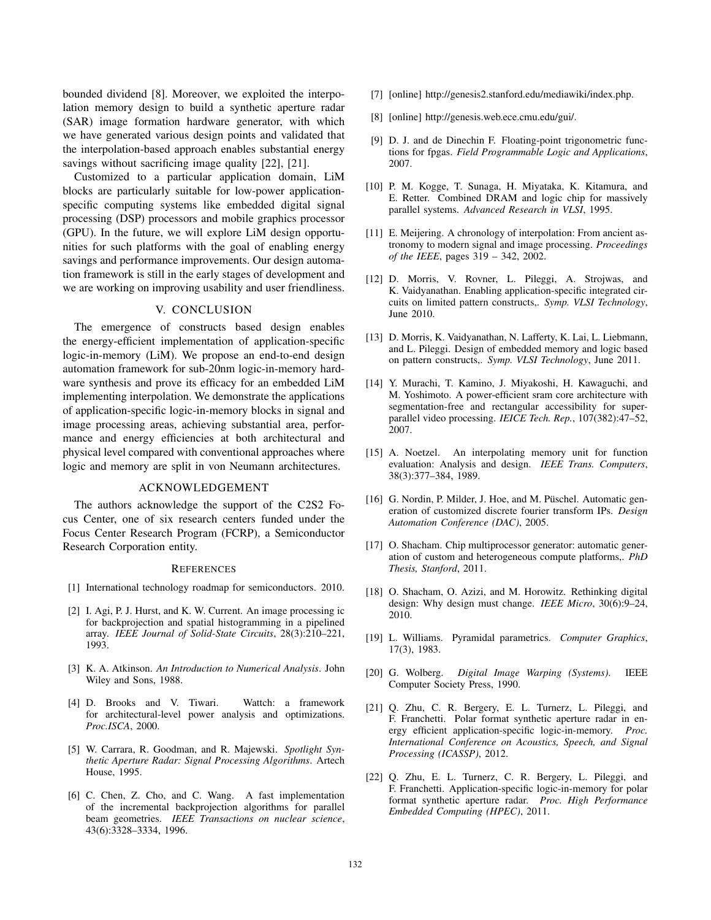bounded dividend [8]. Moreover, we exploited the interpolation memory design to build a synthetic aperture radar (SAR) image formation hardware generator, with which we have generated various design points and validated that the interpolation-based approach enables substantial energy savings without sacrificing image quality [22], [21].

Customized to a particular application domain, LiM blocks are particularly suitable for low-power application-specific computing systems like embedded digital signal processing (DSP) processors and mobile graphics processor (GPU). In the future, we will explore LiM design opportunities for such platforms with the goal of enabling energy savings and performance improvements. Our design automation framework is still in the early stages of development and we are working on improving usability and user friendliness.

## V. CONCLUSION

The emergence of constructs based design enables the energy-efficient implementation of application-specific logic-in-memory (LiM). We propose an end-to-end design automation framework for sub-20nm logic-in-memory hardware synthesis and prove its efficacy for an embedded LiM implementing interpolation. We demonstrate the applications of application-specific logic-in-memory blocks in signal and image processing areas, achieving substantial area, performance and energy efficiencies at both architectural and physical level compared with conventional approaches where logic and memory are split in von Neumann architectures.

## ACKNOWLEDGEMENT

The authors acknowledge the support of the C2S2 Focus Center, one of six research centers funded under the Focus Center Research Program (FCRP), a Semiconductor Research Corporation entity.

## REFERENCES

[1] International technology roadmap for semiconductors. 2010.

[2] I. Agi, P. J. Hurst, and K. W. Current. An image processing ic for backprojection and spatial histogramming in a pipelined array. *IEEE Journal of Solid-State Circuits*, 28(3):210–221, 1993.

[3] K. A. Atkinson. *An Introduction to Numerical Analysis*. John Wiley and Sons, 1988.

[4] D. Brooks and V. Tiwari. Wattch: a framework for architectural-level power analysis and optimizations. *Proc.ISCA*, 2000.

[5] W. Carrara, R. Goodman, and R. Majewski. *Spotlight Synthetic Aperture Radar: Signal Processing Algorithms*. Artech House, 1995.

[6] C. Chen, Z. Cho, and C. Wang. A fast implementation of the incremental backprojection algorithms for parallel beam geometries. *IEEE Transactions on nuclear science*, 43(6):3328–3334, 1996.

[7] [online] http://genesis2.stanford.edu/mediawiki/index.php.

[8] [online] http://genesis.web.ece.cmu.edu/gui/.

[9] D. J. and de Dinechin F. Floating-point trigonometric functions for fpgas. *Field Programmable Logic and Applications*, 2007.

[10] P. M. Kogge, T. Sunaga, H. Miyataka, K. Kitamura, and E. Retter. Combined DRAM and logic chip for massively parallel systems. *Advanced Research in VLSI*, 1995.

[11] E. Meijering. A chronology of interpolation: From ancient astronomy to modern signal and image processing. *Proceedings of the IEEE*, pages 319 – 342, 2002.

[12] D. Morris, V. Rovner, L. Pileggi, A. Strojwas, and K. Vaidyanathan. Enabling application-specific integrated circuits on limited pattern constructs,. *Symp. VLSI Technology*, June 2010.

[13] D. Morris, K. Vaidyanathan, N. Lafferty, K. Lai, L. Liebmann, and L. Pileggi. Design of embedded memory and logic based on pattern constructs,. *Symp. VLSI Technology*, June 2011.

[14] Y. Murachi, T. Kamino, J. Miyakoshi, H. Kawaguchi, and M. Yoshimoto. A power-efficient sram core architecture with segmentation-free and rectangular accessibility for super-parallel video processing. *IEICE Tech. Rep.*, 107(382):47–52, 2007.

[15] A. Noetzel. An interpolating memory unit for function evaluation: Analysis and design. *IEEE Trans. Computers*, 38(3):377–384, 1989.

[16] G. Nordin, P. Milder, J. Hoe, and M. Püschel. Automatic generation of customized discrete fourier transform IPs. *Design Automation Conference (DAC)*, 2005.

[17] O. Shacham. Chip multiprocessor generator: automatic generation of custom and heterogeneous compute platforms,. *PhD Thesis, Stanford*, 2011.

[18] O. Shacham, O. Azizi, and M. Horowitz. Rethinking digital design: Why design must change. *IEEE Micro*, 30(6):9–24, 2010.

[19] L. Williams. Pyramidal parametrics. *Computer Graphics*, 17(3), 1983.

[20] G. Wolberg. *Digital Image Warping (Systems)*. IEEE Computer Society Press, 1990.

[21] Q. Zhu, C. R. Bergery, E. L. Turnerz, L. Pileggi, and F. Franchetti. Polar format synthetic aperture radar in energy efficient application-specific logic-in-memory. *Proc. International Conference on Acoustics, Speech, and Signal Processing (ICASSP)*, 2012.

[22] Q. Zhu, E. L. Turnerz, C. R. Bergery, L. Pileggi, and F. Franchetti. Application-specific logic-in-memory for polar format synthetic aperture radar. *Proc. High Performance Embedded Computing (HPEC)*, 2011.